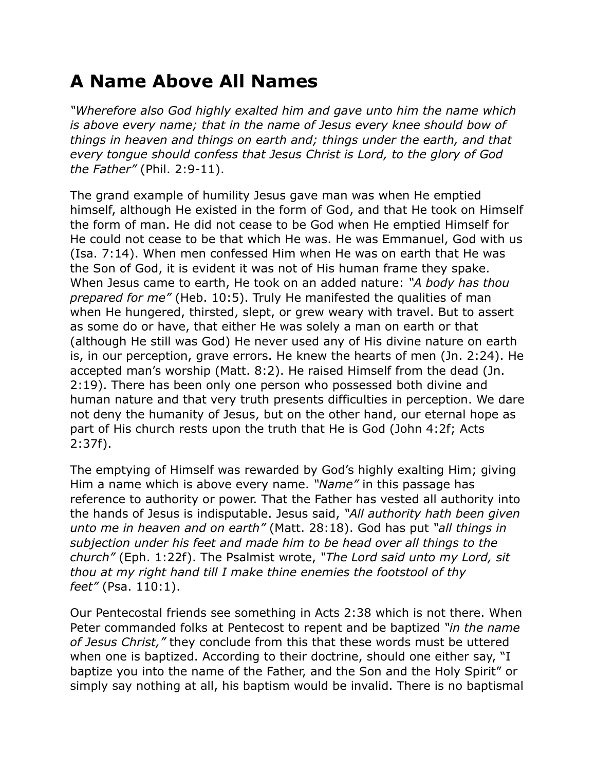# A Name Above All Names

*"Wherefore also God highly exalted him and gave unto him the name which is above every name; that in the name of Jesus every knee should bow of things in heaven and things on earth and; things under the earth, and that every tongue should confess that Jesus Christ is Lord, to the glory of God the Father"* (Phil. 2:9-11).

The grand example of humility Jesus gave man was when He emptied himself, although He existed in the form of God, and that He took on Himself the form of man. He did not cease to be God when He emptied Himself for He could not cease to be that which He was. He was Emmanuel, God with us (Isa. 7:14). When men confessed Him when He was on earth that He was the Son of God, it is evident it was not of His human frame they spake. When Jesus came to earth, He took on an added nature: *"A body has thou prepared for me"* (Heb. 10:5). Truly He manifested the qualities of man when He hungered, thirsted, slept, or grew weary with travel. But to assert as some do or have, that either He was solely a man on earth or that (although He still was God) He never used any of His divine nature on earth is, in our perception, grave errors. He knew the hearts of men (Jn. 2:24). He accepted man's worship (Matt. 8:2). He raised Himself from the dead (Jn. 2:19). There has been only one person who possessed both divine and human nature and that very truth presents difficulties in perception. We dare not deny the humanity of Jesus, but on the other hand, our eternal hope as part of His church rests upon the truth that He is God (John 4:2f; Acts 2:37f).

The emptying of Himself was rewarded by God's highly exalting Him; giving Him a name which is above every name. *"Name"* in this passage has reference to authority or power. That the Father has vested all authority into the hands of Jesus is indisputable. Jesus said, *"All authority hath been given unto me in heaven and on earth"* (Matt. 28:18). God has put *"all things in subjection under his feet and made him to be head over all things to the church"* (Eph. 1:22f). The Psalmist wrote, *"The Lord said unto my Lord, sit thou at my right hand till I make thine enemies the footstool of thy feet"* (Psa. 110:1).

Our Pentecostal friends see something in Acts 2:38 which is not there. When Peter commanded folks at Pentecost to repent and be baptized *"in the name of Jesus Christ,"* they conclude from this that these words must be uttered when one is baptized. According to their doctrine, should one either say, "I baptize you into the name of the Father, and the Son and the Holy Spirit" or simply say nothing at all, his baptism would be invalid. There is no baptismal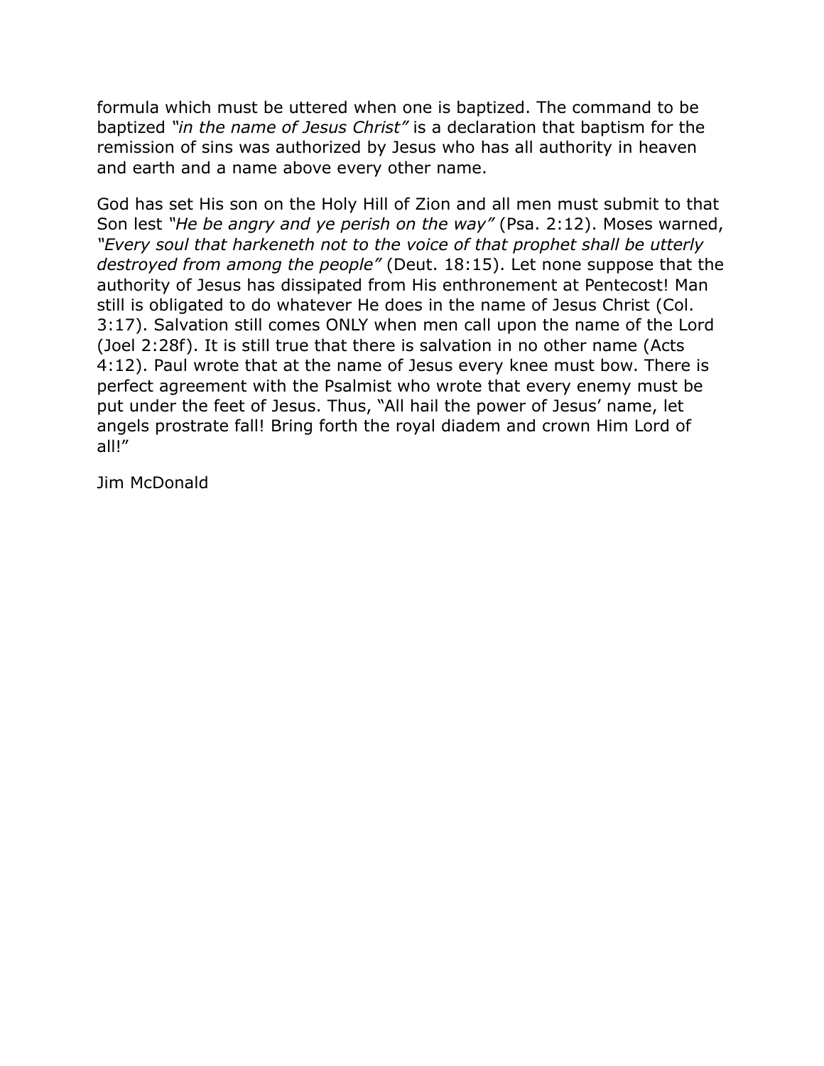formula which must be uttered when one is baptized. The command to be baptized *"in the name of Jesus Christ"* is a declaration that baptism for the remission of sins was authorized by Jesus who has all authority in heaven and earth and a name above every other name.

God has set His son on the Holy Hill of Zion and all men must submit to that Son lest *"He be angry and ye perish on the way"* (Psa. 2:12). Moses warned, *"Every soul that harkeneth not to the voice of that prophet shall be utterly destroyed from among the people"* (Deut. 18:15). Let none suppose that the authority of Jesus has dissipated from His enthronement at Pentecost! Man still is obligated to do whatever He does in the name of Jesus Christ (Col. 3:17). Salvation still comes ONLY when men call upon the name of the Lord (Joel 2:28f). It is still true that there is salvation in no other name (Acts 4:12). Paul wrote that at the name of Jesus every knee must bow. There is perfect agreement with the Psalmist who wrote that every enemy must be put under the feet of Jesus. Thus, "All hail the power of Jesus' name, let angels prostrate fall! Bring forth the royal diadem and crown Him Lord of all!"

Jim McDonald